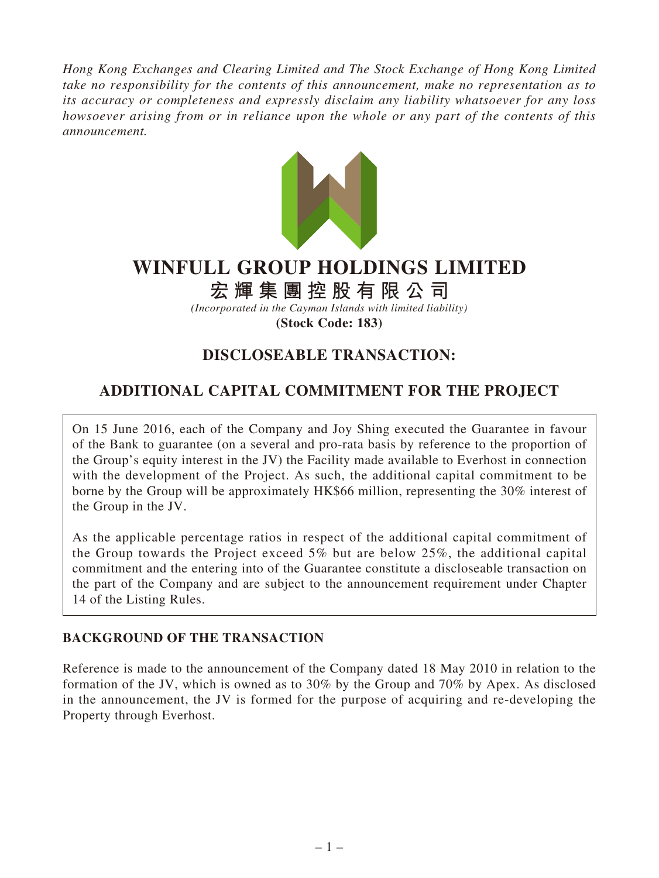*Hong Kong Exchanges and Clearing Limited and The Stock Exchange of Hong Kong Limited take no responsibility for the contents of this announcement, make no representation as to its accuracy or completeness and expressly disclaim any liability whatsoever for any loss howsoever arising from or in reliance upon the whole or any part of the contents of this announcement.*

# WINFULL GROUP HOLDINGS LIMITED

# 宏輝集團控股有限公司

*(Incorporated in the Cayman Islands with limited liability)*

**(Stock Code: 183)**

## DISCLOSEABLE TRANSACTION:

## ADDITIONAL CAPITAL COMMITMENT FOR THE PROJECT

On 15 June 2016, each of the Company and Joy Shing executed the Guarantee in favour of the Bank to guarantee (on a several and pro-rata basis by reference to the proportion of the Group's equity interest in the JV) the Facility made available to Everhost in connection with the development of the Project. As such, the additional capital commitment to be borne by the Group will be approximately HK$66 million, representing the 30% interest of the Group in the JV.

As the applicable percentage ratios in respect of the additional capital commitment of the Group towards the Project exceed 5% but are below 25%, the additional capital commitment and the entering into of the Guarantee constitute a discloseable transaction on the part of the Company and are subject to the announcement requirement under Chapter 14 of the Listing Rules.

### BACKGROUND OF THE TRANSACTION

Reference is made to the announcement of the Company dated 18 May 2010 in relation to the formation of the JV, which is owned as to 30% by the Group and 70% by Apex. As disclosed in the announcement, the JV is formed for the purpose of acquiring and re-developing the Property through Everhost.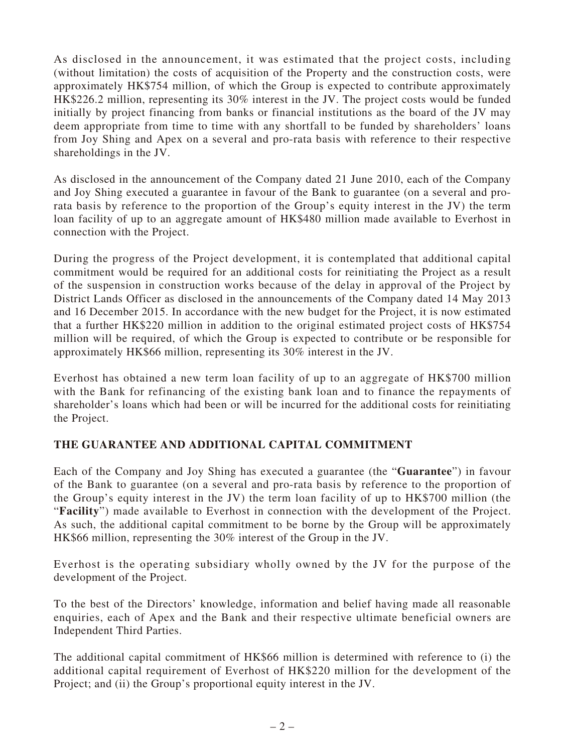As disclosed in the announcement, it was estimated that the project costs, including (without limitation) the costs of acquisition of the Property and the construction costs, were approximately HK$754 million, of which the Group is expected to contribute approximately HK$226.2 million, representing its 30% interest in the JV. The project costs would be funded initially by project financing from banks or financial institutions as the board of the JV may deem appropriate from time to time with any shortfall to be funded by shareholders' loans from Joy Shing and Apex on a several and pro-rata basis with reference to their respective shareholdings in the JV.

As disclosed in the announcement of the Company dated 21 June 2010, each of the Company and Joy Shing executed a guarantee in favour of the Bank to guarantee (on a several and pro-rata basis by reference to the proportion of the Group's equity interest in the JV) the term loan facility of up to an aggregate amount of HK$480 million made available to Everhost in connection with the Project.

During the progress of the Project development, it is contemplated that additional capital commitment would be required for an additional costs for reinitiating the Project as a result of the suspension in construction works because of the delay in approval of the Project by District Lands Officer as disclosed in the announcements of the Company dated 14 May 2013 and 16 December 2015. In accordance with the new budget for the Project, it is now estimated that a further HK$220 million in addition to the original estimated project costs of HK$754 million will be required, of which the Group is expected to contribute or be responsible for approximately HK$66 million, representing its 30% interest in the JV.

Everhost has obtained a new term loan facility of up to an aggregate of HK$700 million with the Bank for refinancing of the existing bank loan and to finance the repayments of shareholder's loans which had been or will be incurred for the additional costs for reinitiating the Project.

## THE GUARANTEE AND ADDITIONAL CAPITAL COMMITMENT

Each of the Company and Joy Shing has executed a guarantee (the "**Guarantee**") in favour of the Bank to guarantee (on a several and pro-rata basis by reference to the proportion of the Group's equity interest in the JV) the term loan facility of up to HK$700 million (the "**Facility**") made available to Everhost in connection with the development of the Project. As such, the additional capital commitment to be borne by the Group will be approximately HK$66 million, representing the 30% interest of the Group in the JV.

Everhost is the operating subsidiary wholly owned by the JV for the purpose of the development of the Project.

To the best of the Directors' knowledge, information and belief having made all reasonable enquiries, each of Apex and the Bank and their respective ultimate beneficial owners are Independent Third Parties.

The additional capital commitment of HK$66 million is determined with reference to (i) the additional capital requirement of Everhost of HK$220 million for the development of the Project; and (ii) the Group's proportional equity interest in the JV.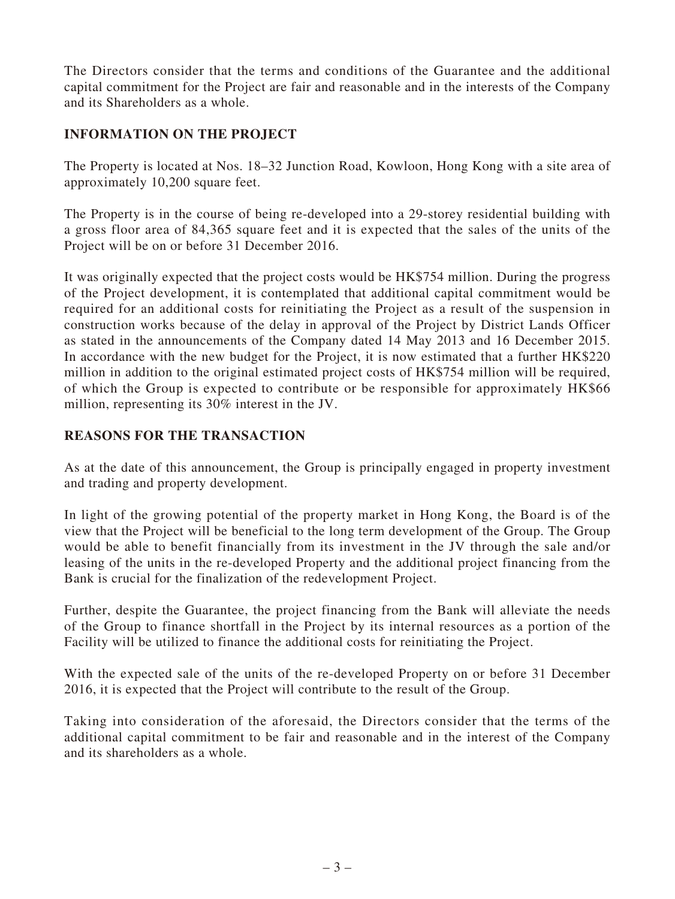The Directors consider that the terms and conditions of the Guarantee and the additional capital commitment for the Project are fair and reasonable and in the interests of the Company and its Shareholders as a whole.

## INFORMATION ON THE PROJECT

The Property is located at Nos. 18–32 Junction Road, Kowloon, Hong Kong with a site area of approximately 10,200 square feet.

The Property is in the course of being re-developed into a 29-storey residential building with a gross floor area of 84,365 square feet and it is expected that the sales of the units of the Project will be on or before 31 December 2016.

It was originally expected that the project costs would be HK$754 million. During the progress of the Project development, it is contemplated that additional capital commitment would be required for an additional costs for reinitiating the Project as a result of the suspension in construction works because of the delay in approval of the Project by District Lands Officer as stated in the announcements of the Company dated 14 May 2013 and 16 December 2015. In accordance with the new budget for the Project, it is now estimated that a further HK$220 million in addition to the original estimated project costs of HK$754 million will be required, of which the Group is expected to contribute or be responsible for approximately HK$66 million, representing its 30% interest in the JV.

## REASONS FOR THE TRANSACTION

As at the date of this announcement, the Group is principally engaged in property investment and trading and property development.

In light of the growing potential of the property market in Hong Kong, the Board is of the view that the Project will be beneficial to the long term development of the Group. The Group would be able to benefit financially from its investment in the JV through the sale and/or leasing of the units in the re-developed Property and the additional project financing from the Bank is crucial for the finalization of the redevelopment Project.

Further, despite the Guarantee, the project financing from the Bank will alleviate the needs of the Group to finance shortfall in the Project by its internal resources as a portion of the Facility will be utilized to finance the additional costs for reinitiating the Project.

With the expected sale of the units of the re-developed Property on or before 31 December 2016, it is expected that the Project will contribute to the result of the Group.

Taking into consideration of the aforesaid, the Directors consider that the terms of the additional capital commitment to be fair and reasonable and in the interest of the Company and its shareholders as a whole.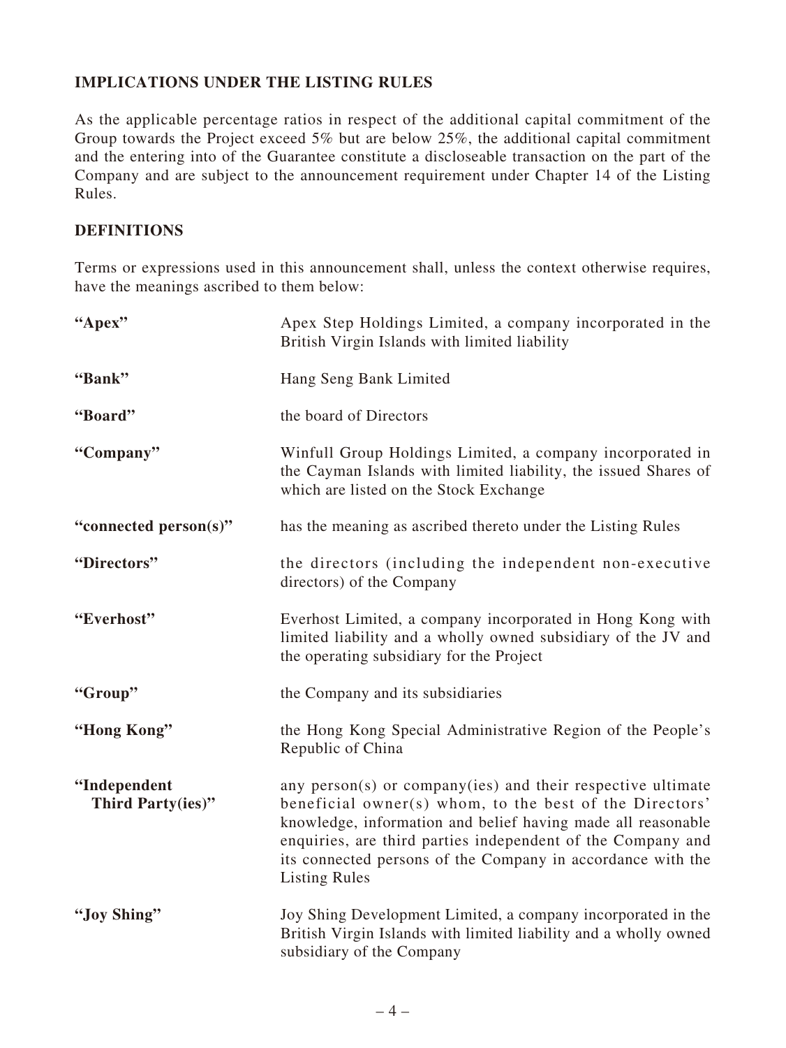**IMPLICATIONS UNDER THE LISTING RULES**

As the applicable percentage ratios in respect of the additional capital commitment of the Group towards the Project exceed 5% but are below 25%, the additional capital commitment and the entering into of the Guarantee constitute a discloseable transaction on the part of the Company and are subject to the announcement requirement under Chapter 14 of the Listing Rules.

**DEFINITIONS**

Terms or expressions used in this announcement shall, unless the context otherwise requires, have the meanings ascribed to them below:

| | |
|---|---|
| **"Apex"** | Apex Step Holdings Limited, a company incorporated in the British Virgin Islands with limited liability |
| **"Bank"** | Hang Seng Bank Limited |
| **"Board"** | the board of Directors |
| **"Company"** | Winfull Group Holdings Limited, a company incorporated in the Cayman Islands with limited liability, the issued Shares of which are listed on the Stock Exchange |
| **"connected person(s)"** | has the meaning as ascribed thereto under the Listing Rules |
| **"Directors"** | the directors (including the independent non-executive directors) of the Company |
| **"Everhost"** | Everhost Limited, a company incorporated in Hong Kong with limited liability and a wholly owned subsidiary of the JV and the operating subsidiary for the Project |
| **"Group"** | the Company and its subsidiaries |
| **"Hong Kong"** | the Hong Kong Special Administrative Region of the People's Republic of China |
| **"Independent Third Party(ies)"** | any person(s) or company(ies) and their respective ultimate beneficial owner(s) whom, to the best of the Directors' knowledge, information and belief having made all reasonable enquiries, are third parties independent of the Company and its connected persons of the Company in accordance with the Listing Rules |
| **"Joy Shing"** | Joy Shing Development Limited, a company incorporated in the British Virgin Islands with limited liability and a wholly owned subsidiary of the Company |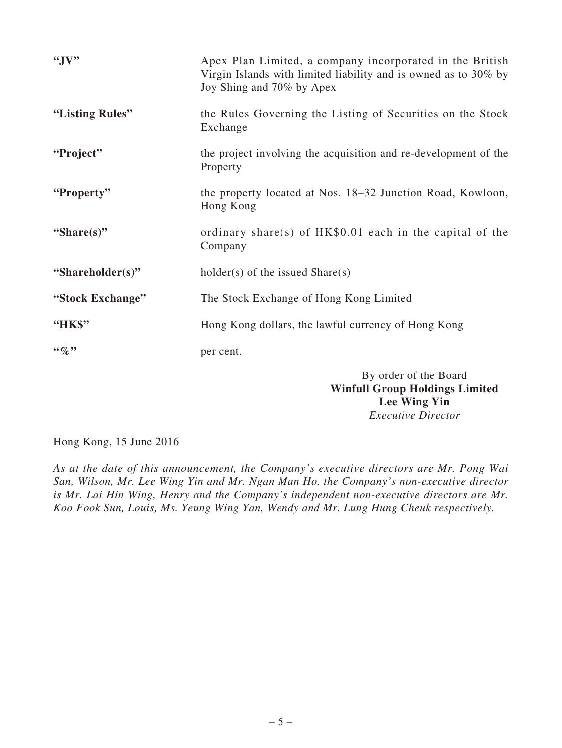| | |
|---|---|
| **"JV"** | Apex Plan Limited, a company incorporated in the British Virgin Islands with limited liability and is owned as to 30% by Joy Shing and 70% by Apex |
| **"Listing Rules"** | the Rules Governing the Listing of Securities on the Stock Exchange |
| **"Project"** | the project involving the acquisition and re-development of the Property |
| **"Property"** | the property located at Nos. 18–32 Junction Road, Kowloon, Hong Kong |
| **"Share(s)"** | ordinary share(s) of HK$0.01 each in the capital of the Company |
| **"Shareholder(s)"** | holder(s) of the issued Share(s) |
| **"Stock Exchange"** | The Stock Exchange of Hong Kong Limited |
| **"HK$"** | Hong Kong dollars, the lawful currency of Hong Kong |
| **"%"** | per cent. |

By order of the Board
**Winfull Group Holdings Limited**
**Lee Wing Yin**
*Executive Director*

Hong Kong, 15 June 2016

*As at the date of this announcement, the Company's executive directors are Mr. Pong Wai San, Wilson, Mr. Lee Wing Yin and Mr. Ngan Man Ho, the Company's non-executive director is Mr. Lai Hin Wing, Henry and the Company's independent non-executive directors are Mr. Koo Fook Sun, Louis, Ms. Yeung Wing Yan, Wendy and Mr. Lung Hung Cheuk respectively.*